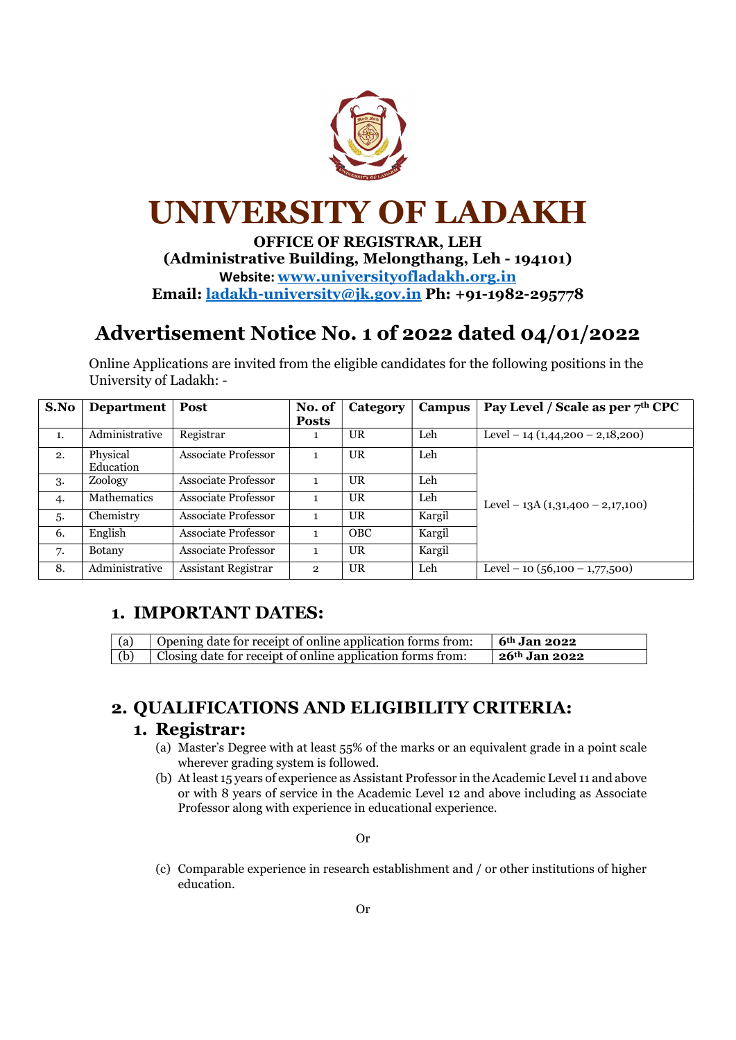# UNIVERSITY OF LADAKH

**OFFICE OF REGISTRAR, LEH**
**(Administrative Building, Melongthang, Leh - 194101)**
**Website: www.universityofladakh.org.in**
**Email: ladakh-university@jk.gov.in Ph: +91-1982-295778**

## Advertisement Notice No. 1 of 2022 dated 04/01/2022

Online Applications are invited from the eligible candidates for the following positions in the University of Ladakh: -

| S.No | Department | Post | No. of Posts | Category | Campus | Pay Level / Scale as per 7th CPC |
|---|---|---|---|---|---|---|
| 1. | Administrative | Registrar | 1 | UR | Leh | Level – 14 (1,44,200 – 2,18,200) |
| 2. | Physical Education | Associate Professor | 1 | UR | Leh | Level – 13A (1,31,400 – 2,17,100) |
| 3. | Zoology | Associate Professor | 1 | UR | Leh | |
| 4. | Mathematics | Associate Professor | 1 | UR | Leh | |
| 5. | Chemistry | Associate Professor | 1 | UR | Kargil | |
| 6. | English | Associate Professor | 1 | OBC | Kargil | |
| 7. | Botany | Associate Professor | 1 | UR | Kargil | |
| 8. | Administrative | Assistant Registrar | 2 | UR | Leh | Level – 10 (56,100 – 1,77,500) |

## 1. IMPORTANT DATES:

| | | |
|---|---|---|
| (a) | Opening date for receipt of online application forms from: | **6th Jan 2022** |
| (b) | Closing date for receipt of online application forms from: | **26th Jan 2022** |

## 2. QUALIFICATIONS AND ELIGIBILITY CRITERIA:

### 1. Registrar:

(a) Master's Degree with at least 55% of the marks or an equivalent grade in a point scale wherever grading system is followed.

(b) At least 15 years of experience as Assistant Professor in the Academic Level 11 and above or with 8 years of service in the Academic Level 12 and above including as Associate Professor along with experience in educational experience.

Or

(c) Comparable experience in research establishment and / or other institutions of higher education.

Or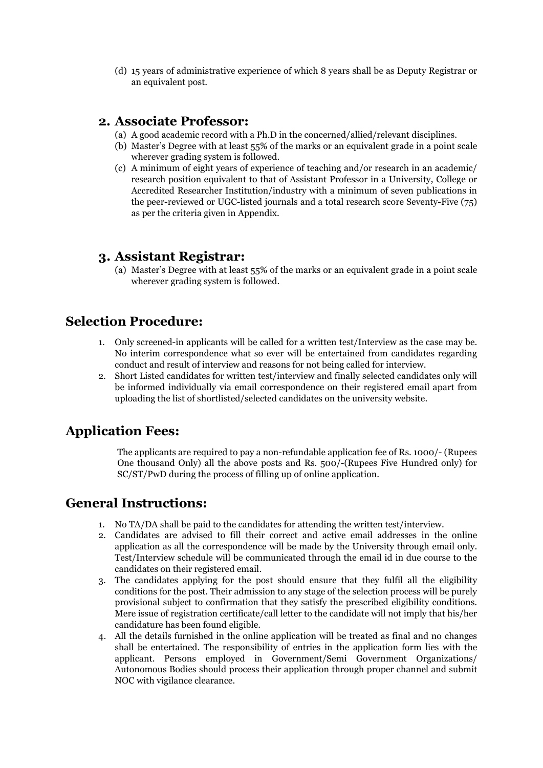(d) 15 years of administrative experience of which 8 years shall be as Deputy Registrar or an equivalent post.

## 2. Associate Professor:

(a) A good academic record with a Ph.D in the concerned/allied/relevant disciplines.
(b) Master's Degree with at least 55% of the marks or an equivalent grade in a point scale wherever grading system is followed.
(c) A minimum of eight years of experience of teaching and/or research in an academic/ research position equivalent to that of Assistant Professor in a University, College or Accredited Researcher Institution/industry with a minimum of seven publications in the peer-reviewed or UGC-listed journals and a total research score Seventy-Five (75) as per the criteria given in Appendix.

## 3. Assistant Registrar:

(a) Master's Degree with at least 55% of the marks or an equivalent grade in a point scale wherever grading system is followed.

# Selection Procedure:

1. Only screened-in applicants will be called for a written test/Interview as the case may be. No interim correspondence what so ever will be entertained from candidates regarding conduct and result of interview and reasons for not being called for interview.
2. Short Listed candidates for written test/interview and finally selected candidates only will be informed individually via email correspondence on their registered email apart from uploading the list of shortlisted/selected candidates on the university website.

# Application Fees:

The applicants are required to pay a non-refundable application fee of Rs. 1000/- (Rupees One thousand Only) all the above posts and Rs. 500/-(Rupees Five Hundred only) for SC/ST/PwD during the process of filling up of online application.

# General Instructions:

1. No TA/DA shall be paid to the candidates for attending the written test/interview.
2. Candidates are advised to fill their correct and active email addresses in the online application as all the correspondence will be made by the University through email only. Test/Interview schedule will be communicated through the email id in due course to the candidates on their registered email.
3. The candidates applying for the post should ensure that they fulfil all the eligibility conditions for the post. Their admission to any stage of the selection process will be purely provisional subject to confirmation that they satisfy the prescribed eligibility conditions. Mere issue of registration certificate/call letter to the candidate will not imply that his/her candidature has been found eligible.
4. All the details furnished in the online application will be treated as final and no changes shall be entertained. The responsibility of entries in the application form lies with the applicant. Persons employed in Government/Semi Government Organizations/ Autonomous Bodies should process their application through proper channel and submit NOC with vigilance clearance.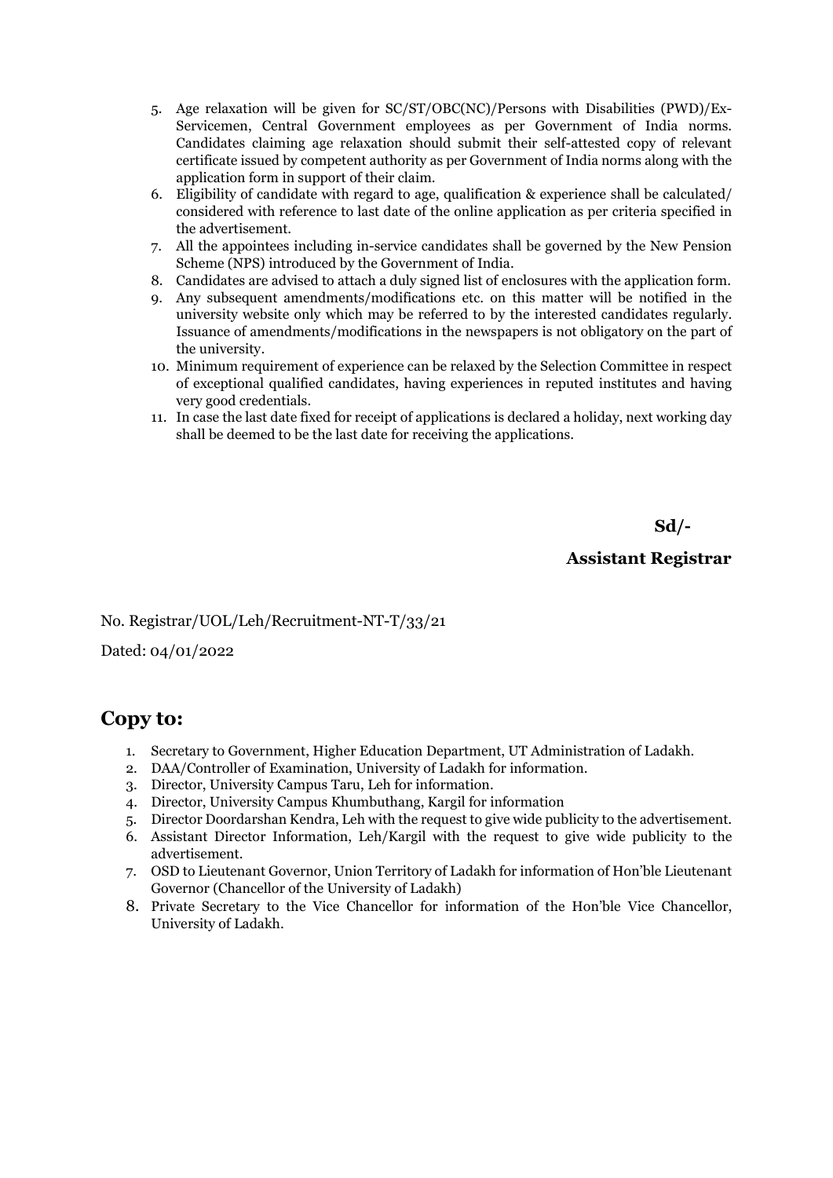5. Age relaxation will be given for SC/ST/OBC(NC)/Persons with Disabilities (PWD)/Ex-Servicemen, Central Government employees as per Government of India norms. Candidates claiming age relaxation should submit their self-attested copy of relevant certificate issued by competent authority as per Government of India norms along with the application form in support of their claim.
6. Eligibility of candidate with regard to age, qualification & experience shall be calculated/ considered with reference to last date of the online application as per criteria specified in the advertisement.
7. All the appointees including in-service candidates shall be governed by the New Pension Scheme (NPS) introduced by the Government of India.
8. Candidates are advised to attach a duly signed list of enclosures with the application form.
9. Any subsequent amendments/modifications etc. on this matter will be notified in the university website only which may be referred to by the interested candidates regularly. Issuance of amendments/modifications in the newspapers is not obligatory on the part of the university.
10. Minimum requirement of experience can be relaxed by the Selection Committee in respect of exceptional qualified candidates, having experiences in reputed institutes and having very good credentials.
11. In case the last date fixed for receipt of applications is declared a holiday, next working day shall be deemed to be the last date for receiving the applications.

**Sd/-**

**Assistant Registrar**

No. Registrar/UOL/Leh/Recruitment-NT-T/33/21

Dated: 04/01/2022

## Copy to:

1. Secretary to Government, Higher Education Department, UT Administration of Ladakh.
2. DAA/Controller of Examination, University of Ladakh for information.
3. Director, University Campus Taru, Leh for information.
4. Director, University Campus Khumbuthang, Kargil for information
5. Director Doordarshan Kendra, Leh with the request to give wide publicity to the advertisement.
6. Assistant Director Information, Leh/Kargil with the request to give wide publicity to the advertisement.
7. OSD to Lieutenant Governor, Union Territory of Ladakh for information of Hon'ble Lieutenant Governor (Chancellor of the University of Ladakh)
8. Private Secretary to the Vice Chancellor for information of the Hon'ble Vice Chancellor, University of Ladakh.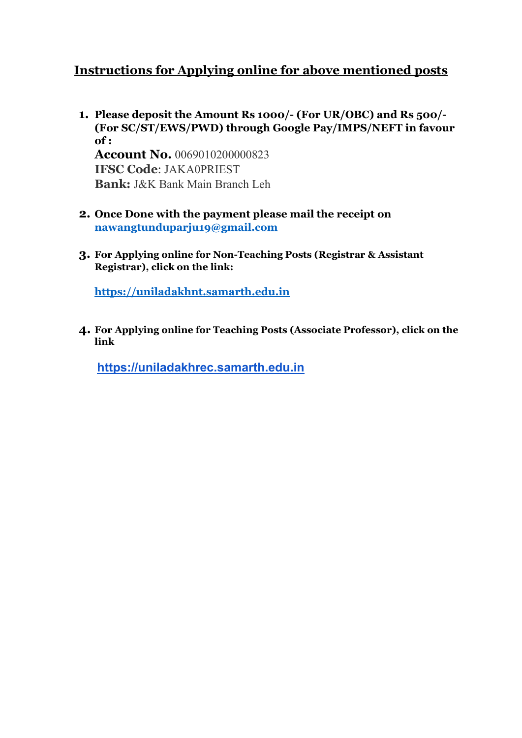## Instructions for Applying online for above mentioned posts

1. **Please deposit the Amount Rs 1000/- (For UR/OBC) and Rs 500/- (For SC/ST/EWS/PWD) through Google Pay/IMPS/NEFT in favour of :**
   **Account No.** 0069010200000823
   **IFSC Code**: JAKA0PRIEST
   **Bank:** J&K Bank Main Branch Leh

2. **Once Done with the payment please mail the receipt on** **nawangtunduparju19@gmail.com**

3. **For Applying online for Non-Teaching Posts (Registrar & Assistant Registrar), click on the link:**

   **https://uniladakhnt.samarth.edu.in**

4. **For Applying online for Teaching Posts (Associate Professor), click on the link**

   **https://uniladakhrec.samarth.edu.in**